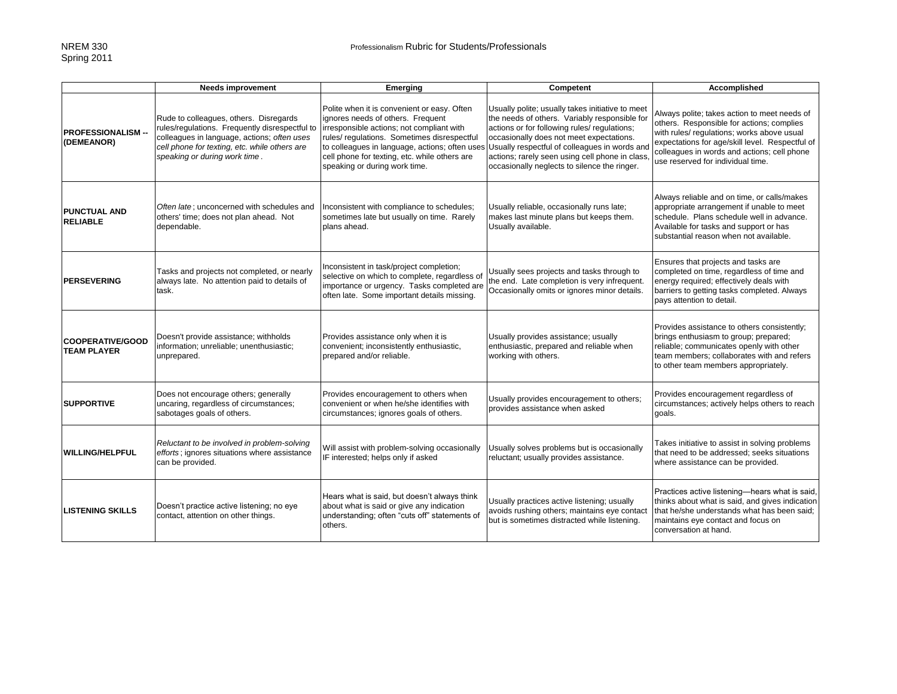NREM 330
Spring 2011

# Professionalism Rubric for Students/Professionals

| | Needs improvement | Emerging | Competent | Accomplished |
|---|---|---|---|---|
| **PROFESSIONALISM -- (DEMEANOR)** | Rude to colleagues, others. Disregards rules/regulations. Frequently disrespectful to colleagues in language, actions; *often uses cell phone for texting, etc. while others are speaking or during work time*. | Polite when it is convenient or easy. Often ignores needs of others. Frequent irresponsible actions; not compliant with rules/ regulations. Sometimes disrespectful to colleagues in language, actions; often uses cell phone for texting, etc. while others are speaking or during work time. | Usually polite; usually takes initiative to meet the needs of others. Variably responsible for actions or for following rules/ regulations; occasionally does not meet expectations. Usually respectful of colleagues in words and actions; rarely seen using cell phone in class, occasionally neglects to silence the ringer. | Always polite; takes action to meet needs of others. Responsible for actions; complies with rules/ regulations; works above usual expectations for age/skill level. Respectful of colleagues in words and actions; cell phone use reserved for individual time. |
| **PUNCTUAL AND RELIABLE** | *Often late*; unconcerned with schedules and others' time; does not plan ahead. Not dependable. | Inconsistent with compliance to schedules; sometimes late but usually on time. Rarely plans ahead. | Usually reliable, occasionally runs late; makes last minute plans but keeps them. Usually available. | Always reliable and on time, or calls/makes appropriate arrangement if unable to meet schedule. Plans schedule well in advance. Available for tasks and support or has substantial reason when not available. |
| **PERSEVERING** | Tasks and projects not completed, or nearly always late. No attention paid to details of task. | Inconsistent in task/project completion; selective on which to complete, regardless of importance or urgency. Tasks completed are often late. Some important details missing. | Usually sees projects and tasks through to the end. Late completion is very infrequent. Occasionally omits or ignores minor details. | Ensures that projects and tasks are completed on time, regardless of time and energy required; effectively deals with barriers to getting tasks completed. Always pays attention to detail. |
| **COOPERATIVE/GOOD TEAM PLAYER** | Doesn't provide assistance; withholds information; unreliable; unenthusiastic; unprepared. | Provides assistance only when it is convenient; inconsistently enthusiastic, prepared and/or reliable. | Usually provides assistance; usually enthusiastic, prepared and reliable when working with others. | Provides assistance to others consistently; brings enthusiasm to group; prepared; reliable; communicates openly with other team members; collaborates with and refers to other team members appropriately. |
| **SUPPORTIVE** | Does not encourage others; generally uncaring, regardless of circumstances; sabotages goals of others. | Provides encouragement to others when convenient or when he/she identifies with circumstances; ignores goals of others. | Usually provides encouragement to others; provides assistance when asked | Provides encouragement regardless of circumstances; actively helps others to reach goals. |
| **WILLING/HELPFUL** | *Reluctant to be involved in problem-solving efforts*; ignores situations where assistance can be provided. | Will assist with problem-solving occasionally IF interested; helps only if asked | Usually solves problems but is occasionally reluctant; usually provides assistance. | Takes initiative to assist in solving problems that need to be addressed; seeks situations where assistance can be provided. |
| **LISTENING SKILLS** | Doesn't practice active listening; no eye contact, attention on other things. | Hears what is said, but doesn't always think about what is said or give any indication understanding; often "cuts off" statements of others. | Usually practices active listening; usually avoids rushing others; maintains eye contact but is sometimes distracted while listening. | Practices active listening—hears what is said, thinks about what is said, and gives indication that he/she understands what has been said; maintains eye contact and focus on conversation at hand. |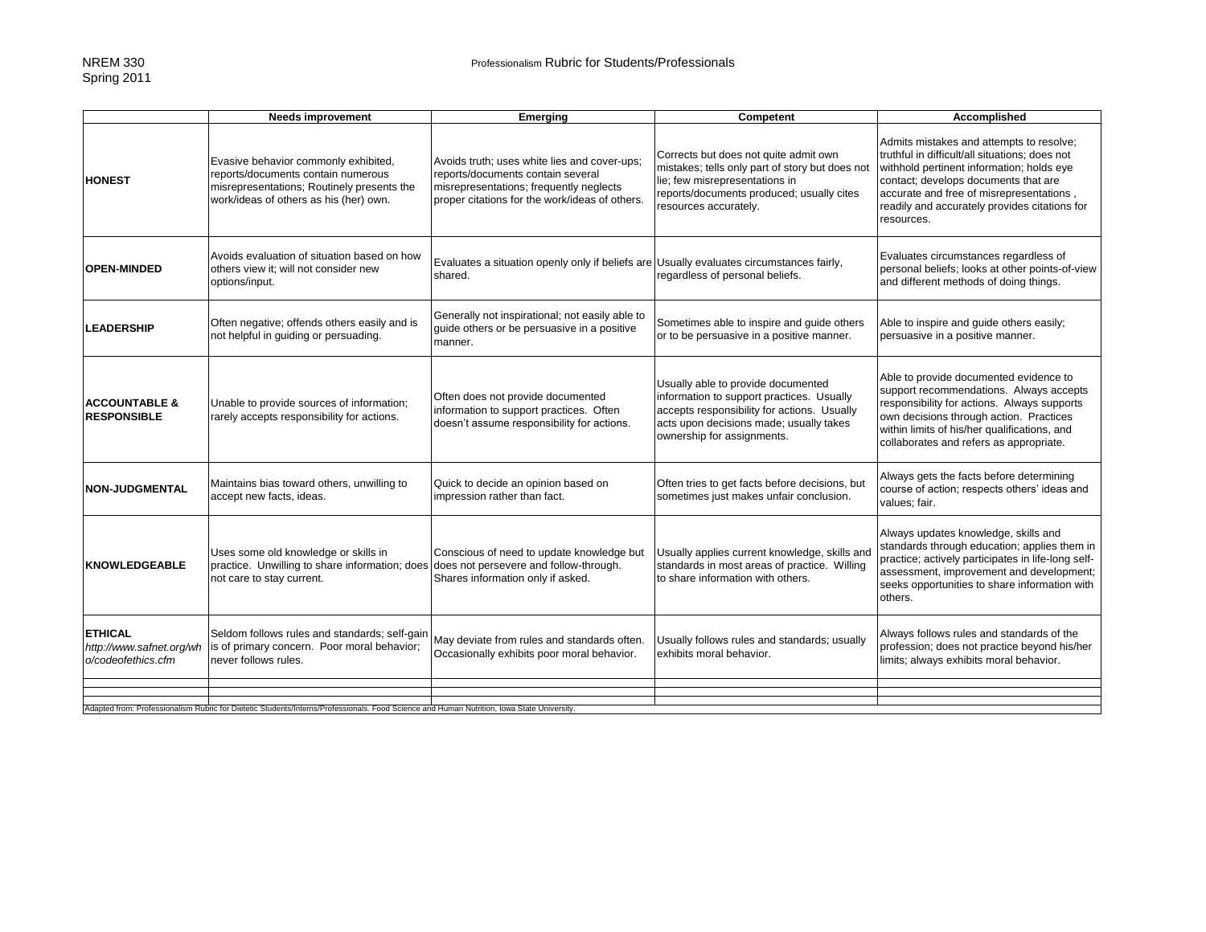NREM 330
Spring 2011

# Professionalism Rubric for Students/Professionals

| | Needs improvement | Emerging | Competent | Accomplished |
|---|---|---|---|---|
| **HONEST** | Evasive behavior commonly exhibited, reports/documents contain numerous misrepresentations; Routinely presents the work/ideas of others as his (her) own. | Avoids truth; uses white lies and cover-ups; reports/documents contain several misrepresentations; frequently neglects proper citations for the work/ideas of others. | Corrects but does not quite admit own mistakes; tells only part of story but does not lie; few misrepresentations in reports/documents produced; usually cites resources accurately. | Admits mistakes and attempts to resolve; truthful in difficult/all situations; does not withhold pertinent information; holds eye contact; develops documents that are accurate and free of misrepresentations , readily and accurately provides citations for resources. |
| **OPEN-MINDED** | Avoids evaluation of situation based on how others view it; will not consider new options/input. | Evaluates a situation openly only if beliefs are shared. | Usually evaluates circumstances fairly, regardless of personal beliefs. | Evaluates circumstances regardless of personal beliefs; looks at other points-of-view and different methods of doing things. |
| **LEADERSHIP** | Often negative; offends others easily and is not helpful in guiding or persuading. | Generally not inspirational; not easily able to guide others or be persuasive in a positive manner. | Sometimes able to inspire and guide others or to be persuasive in a positive manner. | Able to inspire and guide others easily; persuasive in a positive manner. |
| **ACCOUNTABLE & RESPONSIBLE** | Unable to provide sources of information; rarely accepts responsibility for actions. | Often does not provide documented information to support practices. Often doesn't assume responsibility for actions. | Usually able to provide documented information to support practices. Usually accepts responsibility for actions. Usually acts upon decisions made; usually takes ownership for assignments. | Able to provide documented evidence to support recommendations. Always accepts responsibility for actions. Always supports own decisions through action. Practices within limits of his/her qualifications, and collaborates and refers as appropriate. |
| **NON-JUDGMENTAL** | Maintains bias toward others, unwilling to accept new facts, ideas. | Quick to decide an opinion based on impression rather than fact. | Often tries to get facts before decisions, but sometimes just makes unfair conclusion. | Always gets the facts before determining course of action; respects others' ideas and values; fair. |
| **KNOWLEDGEABLE** | Uses some old knowledge or skills in practice. Unwilling to share information; does not care to stay current. | Conscious of need to update knowledge but does not persevere and follow-through. Shares information only if asked. | Usually applies current knowledge, skills and standards in most areas of practice. Willing to share information with others. | Always updates knowledge, skills and standards through education; applies them in practice; actively participates in life-long self-assessment, improvement and development; seeks opportunities to share information with others. |
| **ETHICAL** *http://www.safnet.org/who/codeofethics.cfm* | Seldom follows rules and standards; self-gain is of primary concern. Poor moral behavior; never follows rules. | May deviate from rules and standards often. Occasionally exhibits poor moral behavior. | Usually follows rules and standards; usually exhibits moral behavior. | Always follows rules and standards of the profession; does not practice beyond his/her limits; always exhibits moral behavior. |

Adapted from: Professionalism Rubric for Dietetic Students/Interns/Professionals. Food Science and Human Nutrition, Iowa State University.